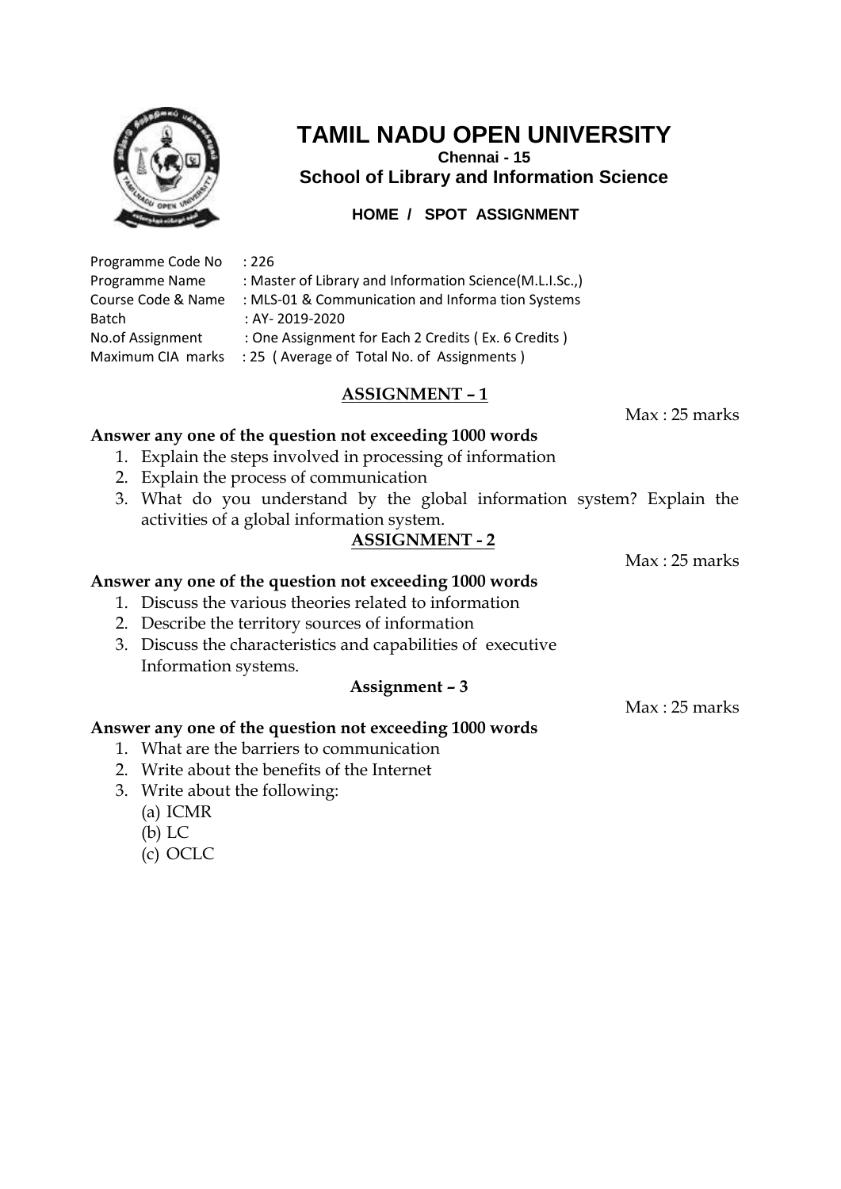# TAMIL NADU OPEN UNIVERSITY

**Chennai - 15**

## School of Library and Information Science

**HOME / SPOT ASSIGNMENT**

Programme Code No : 226
Programme Name : Master of Library and Information Science(M.L.I.Sc.,)
Course Code & Name : MLS-01 & Communication and Informa tion Systems
Batch : AY- 2019-2020
No.of Assignment : One Assignment for Each 2 Credits ( Ex. 6 Credits )
Maximum CIA marks : 25 ( Average of Total No. of Assignments )

## ASSIGNMENT – 1

Max : 25 marks

**Answer any one of the question not exceeding 1000 words**

1. Explain the steps involved in processing of information
2. Explain the process of communication
3. What do you understand by the global information system? Explain the activities of a global information system.

## ASSIGNMENT - 2

Max : 25 marks

**Answer any one of the question not exceeding 1000 words**

1. Discuss the various theories related to information
2. Describe the territory sources of information
3. Discuss the characteristics and capabilities of executive Information systems.

## Assignment – 3

Max : 25 marks

**Answer any one of the question not exceeding 1000 words**

1. What are the barriers to communication
2. Write about the benefits of the Internet
3. Write about the following:
   (a) ICMR
   (b) LC
   (c) OCLC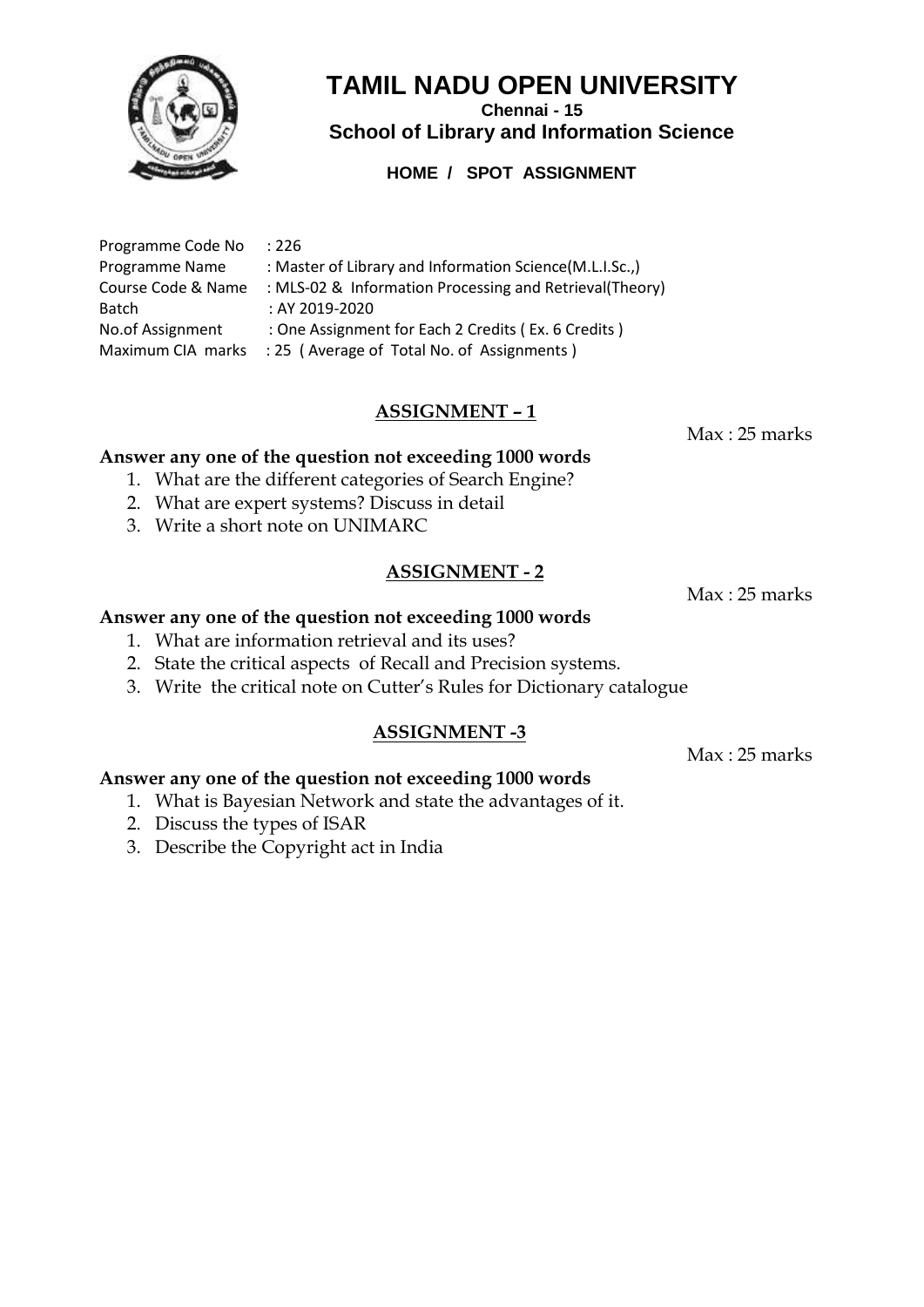# TAMIL NADU OPEN UNIVERSITY

**Chennai - 15**

**School of Library and Information Science**

**HOME / SPOT ASSIGNMENT**

Programme Code No : 226
Programme Name : Master of Library and Information Science(M.L.I.Sc.,)
Course Code & Name : MLS-02 & Information Processing and Retrieval(Theory)
Batch : AY 2019-2020
No.of Assignment : One Assignment for Each 2 Credits ( Ex. 6 Credits )
Maximum CIA marks : 25 ( Average of Total No. of Assignments )

## ASSIGNMENT – 1

Max : 25 marks

**Answer any one of the question not exceeding 1000 words**

1. What are the different categories of Search Engine?
2. What are expert systems? Discuss in detail
3. Write a short note on UNIMARC

## ASSIGNMENT - 2

Max : 25 marks

**Answer any one of the question not exceeding 1000 words**

1. What are information retrieval and its uses?
2. State the critical aspects of Recall and Precision systems.
3. Write the critical note on Cutter's Rules for Dictionary catalogue

## ASSIGNMENT -3

Max : 25 marks

**Answer any one of the question not exceeding 1000 words**

1. What is Bayesian Network and state the advantages of it.
2. Discuss the types of ISAR
3. Describe the Copyright act in India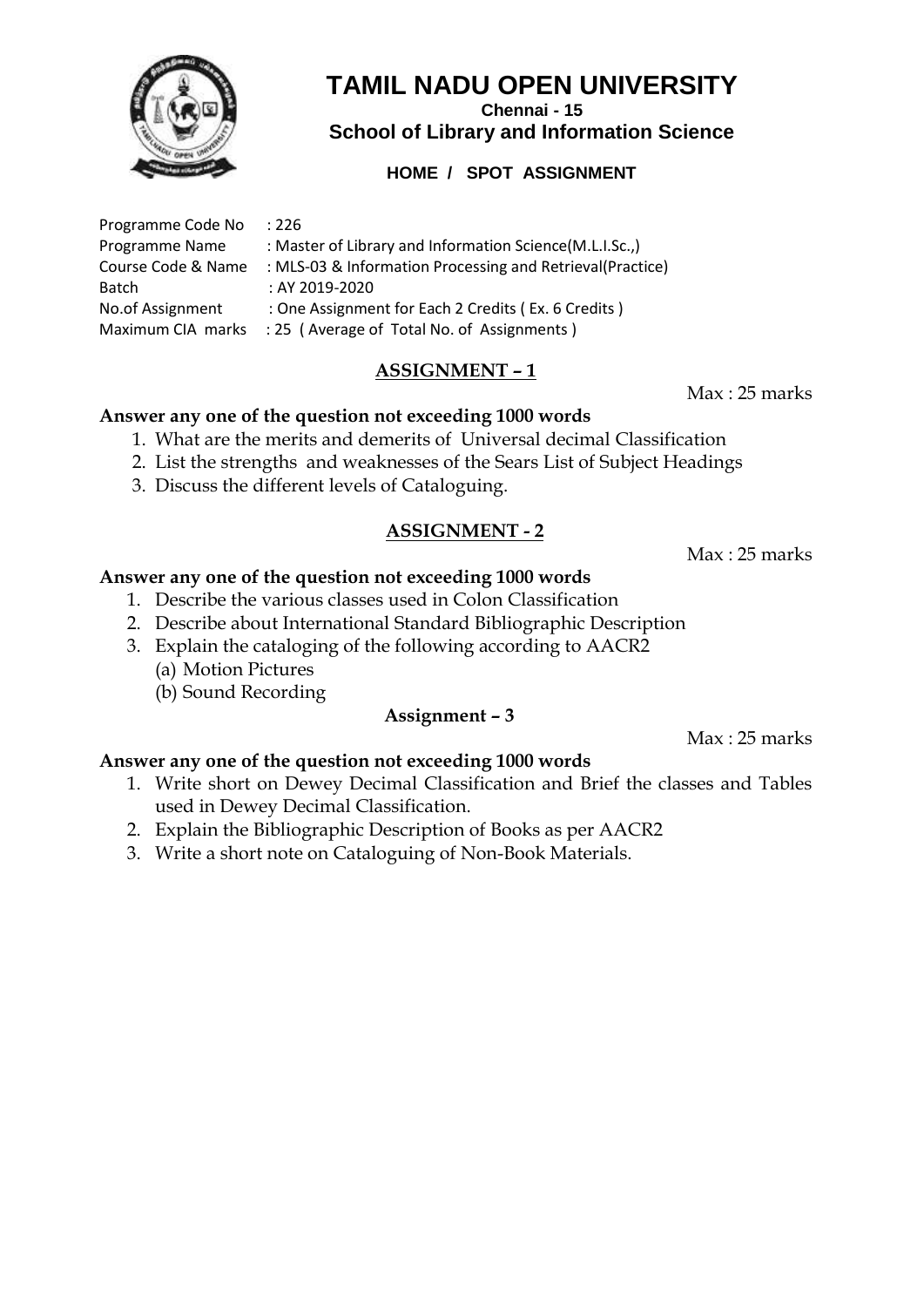# TAMIL NADU OPEN UNIVERSITY

**Chennai - 15**

**School of Library and Information Science**

**HOME / SPOT ASSIGNMENT**

Programme Code No : 226
Programme Name : Master of Library and Information Science(M.L.I.Sc.,)
Course Code & Name : MLS-03 & Information Processing and Retrieval(Practice)
Batch : AY 2019-2020
No.of Assignment : One Assignment for Each 2 Credits ( Ex. 6 Credits )
Maximum CIA marks : 25 ( Average of Total No. of Assignments )

## ASSIGNMENT – 1

Max : 25 marks

**Answer any one of the question not exceeding 1000 words**

1. What are the merits and demerits of Universal decimal Classification
2. List the strengths and weaknesses of the Sears List of Subject Headings
3. Discuss the different levels of Cataloguing.

## ASSIGNMENT - 2

Max : 25 marks

**Answer any one of the question not exceeding 1000 words**

1. Describe the various classes used in Colon Classification
2. Describe about International Standard Bibliographic Description
3. Explain the cataloging of the following according to AACR2
   (a) Motion Pictures
   (b) Sound Recording

## Assignment – 3

Max : 25 marks

**Answer any one of the question not exceeding 1000 words**

1. Write short on Dewey Decimal Classification and Brief the classes and Tables used in Dewey Decimal Classification.
2. Explain the Bibliographic Description of Books as per AACR2
3. Write a short note on Cataloguing of Non-Book Materials.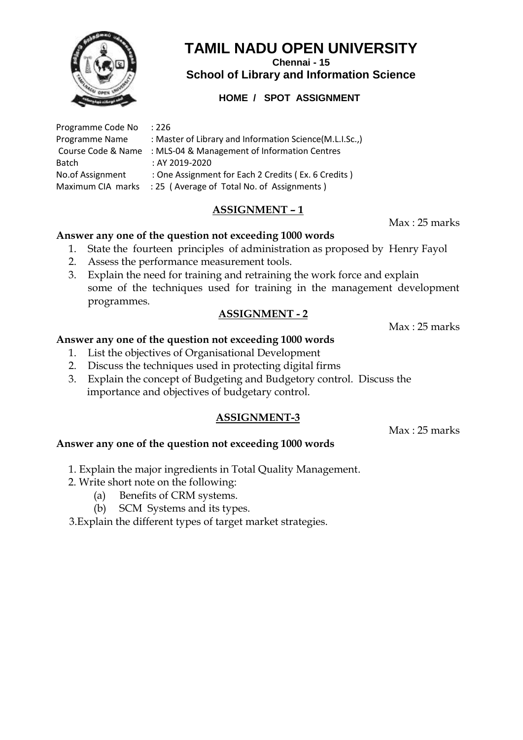# TAMIL NADU OPEN UNIVERSITY

**Chennai - 15**

**School of Library and Information Science**

**HOME / SPOT ASSIGNMENT**

Programme Code No : 226
Programme Name : Master of Library and Information Science(M.L.I.Sc.,)
Course Code & Name : MLS-04 & Management of Information Centres
Batch : AY 2019-2020
No.of Assignment : One Assignment for Each 2 Credits ( Ex. 6 Credits )
Maximum CIA marks : 25 ( Average of Total No. of Assignments )

## ASSIGNMENT – 1

Max : 25 marks

**Answer any one of the question not exceeding 1000 words**

1. State the fourteen principles of administration as proposed by Henry Fayol
2. Assess the performance measurement tools.
3. Explain the need for training and retraining the work force and explain some of the techniques used for training in the management development programmes.

## ASSIGNMENT - 2

Max : 25 marks

**Answer any one of the question not exceeding 1000 words**

1. List the objectives of Organisational Development
2. Discuss the techniques used in protecting digital firms
3. Explain the concept of Budgeting and Budgetory control. Discuss the importance and objectives of budgetary control.

## ASSIGNMENT-3

Max : 25 marks

**Answer any one of the question not exceeding 1000 words**

1. Explain the major ingredients in Total Quality Management.
2. Write short note on the following:
   (a) Benefits of CRM systems.
   (b) SCM Systems and its types.
3. Explain the different types of target market strategies.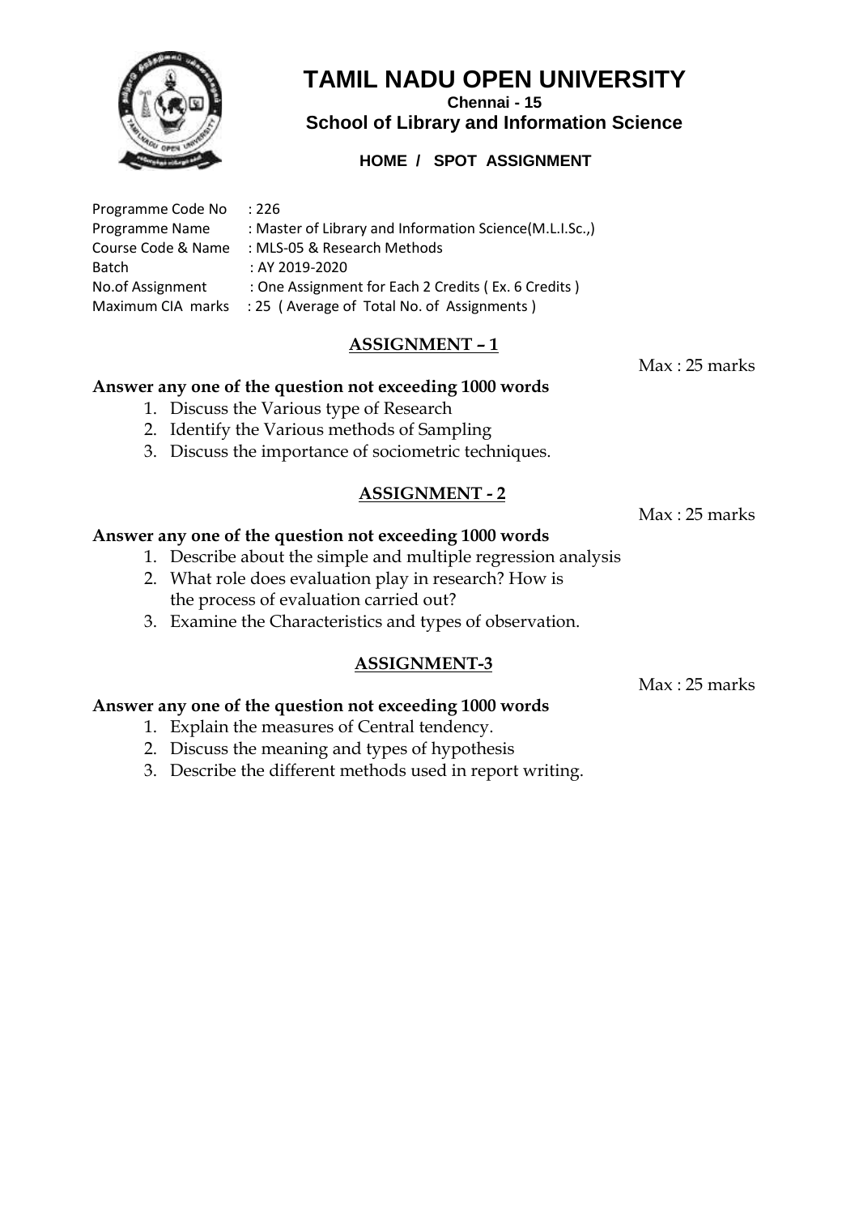# TAMIL NADU OPEN UNIVERSITY

**Chennai - 15**

**School of Library and Information Science**

**HOME / SPOT ASSIGNMENT**

Programme Code No : 226
Programme Name : Master of Library and Information Science(M.L.I.Sc.,)
Course Code & Name : MLS-05 & Research Methods
Batch : AY 2019-2020
No.of Assignment : One Assignment for Each 2 Credits ( Ex. 6 Credits )
Maximum CIA marks : 25 ( Average of Total No. of Assignments )

## ASSIGNMENT – 1

Max : 25 marks

**Answer any one of the question not exceeding 1000 words**

1. Discuss the Various type of Research
2. Identify the Various methods of Sampling
3. Discuss the importance of sociometric techniques.

## ASSIGNMENT - 2

Max : 25 marks

**Answer any one of the question not exceeding 1000 words**

1. Describe about the simple and multiple regression analysis
2. What role does evaluation play in research? How is the process of evaluation carried out?
3. Examine the Characteristics and types of observation.

## ASSIGNMENT-3

Max : 25 marks

**Answer any one of the question not exceeding 1000 words**

1. Explain the measures of Central tendency.
2. Discuss the meaning and types of hypothesis
3. Describe the different methods used in report writing.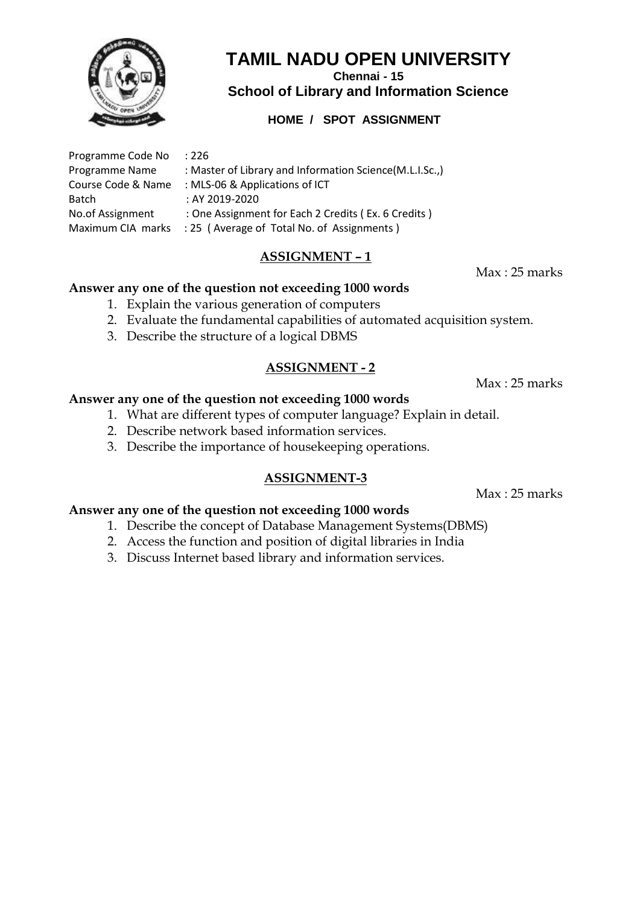# TAMIL NADU OPEN UNIVERSITY

**Chennai - 15**

**School of Library and Information Science**

**HOME / SPOT ASSIGNMENT**

Programme Code No : 226
Programme Name : Master of Library and Information Science(M.L.I.Sc.,)
Course Code & Name : MLS-06 & Applications of ICT
Batch : AY 2019-2020
No.of Assignment : One Assignment for Each 2 Credits ( Ex. 6 Credits )
Maximum CIA marks : 25 ( Average of Total No. of Assignments )

## ASSIGNMENT – 1

Max : 25 marks

**Answer any one of the question not exceeding 1000 words**

1. Explain the various generation of computers
2. Evaluate the fundamental capabilities of automated acquisition system.
3. Describe the structure of a logical DBMS

## ASSIGNMENT - 2

Max : 25 marks

**Answer any one of the question not exceeding 1000 words**

1. What are different types of computer language? Explain in detail.
2. Describe network based information services.
3. Describe the importance of housekeeping operations.

## ASSIGNMENT-3

Max : 25 marks

**Answer any one of the question not exceeding 1000 words**

1. Describe the concept of Database Management Systems(DBMS)
2. Access the function and position of digital libraries in India
3. Discuss Internet based library and information services.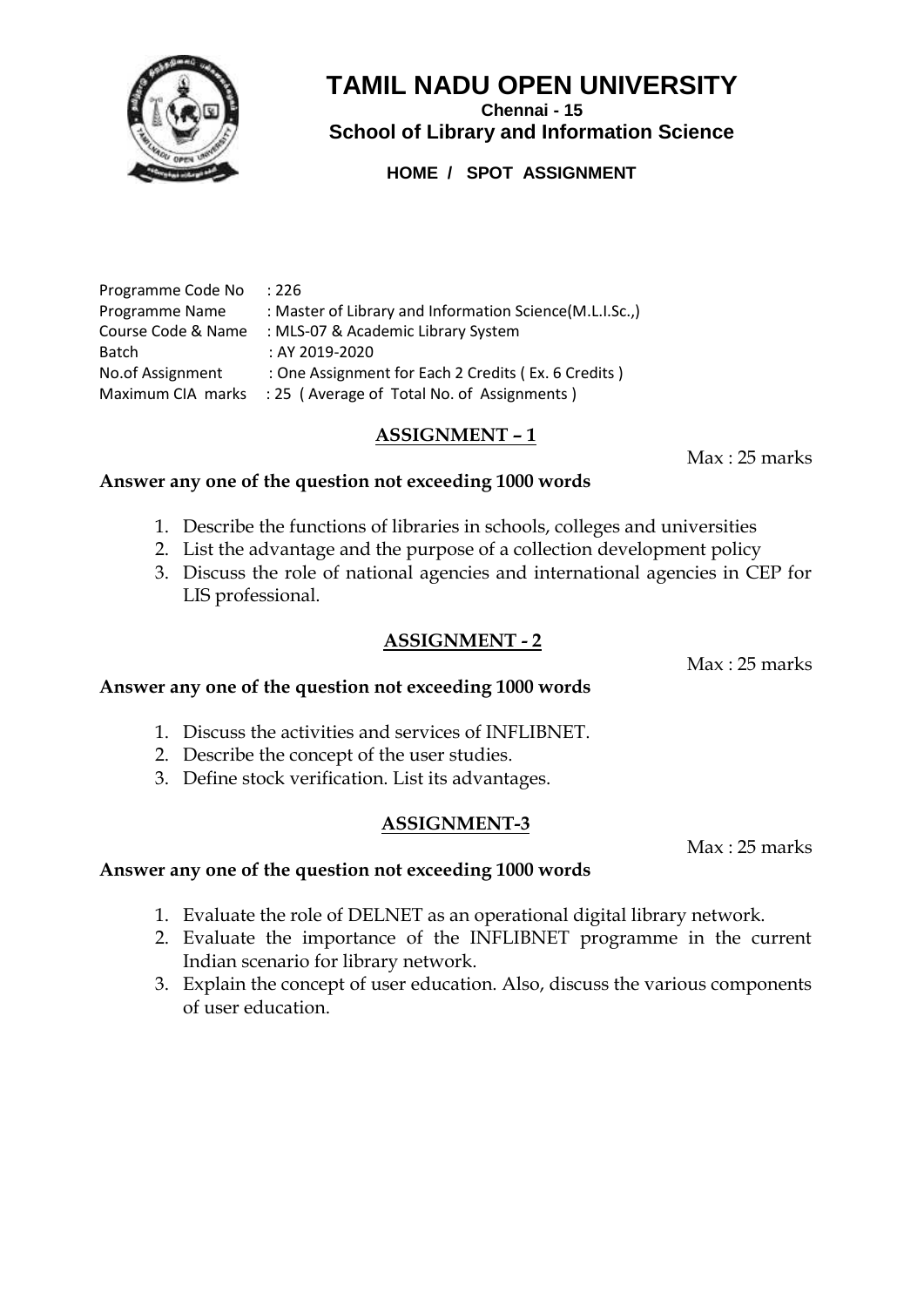# TAMIL NADU OPEN UNIVERSITY

**Chennai - 15**

**School of Library and Information Science**

**HOME / SPOT ASSIGNMENT**

Programme Code No : 226
Programme Name : Master of Library and Information Science(M.L.I.Sc.,)
Course Code & Name : MLS-07 & Academic Library System
Batch : AY 2019-2020
No.of Assignment : One Assignment for Each 2 Credits ( Ex. 6 Credits )
Maximum CIA marks : 25 ( Average of Total No. of Assignments )

## ASSIGNMENT – 1

Max : 25 marks

**Answer any one of the question not exceeding 1000 words**

1. Describe the functions of libraries in schools, colleges and universities
2. List the advantage and the purpose of a collection development policy
3. Discuss the role of national agencies and international agencies in CEP for LIS professional.

## ASSIGNMENT - 2

Max : 25 marks

**Answer any one of the question not exceeding 1000 words**

1. Discuss the activities and services of INFLIBNET.
2. Describe the concept of the user studies.
3. Define stock verification. List its advantages.

## ASSIGNMENT-3

Max : 25 marks

**Answer any one of the question not exceeding 1000 words**

1. Evaluate the role of DELNET as an operational digital library network.
2. Evaluate the importance of the INFLIBNET programme in the current Indian scenario for library network.
3. Explain the concept of user education. Also, discuss the various components of user education.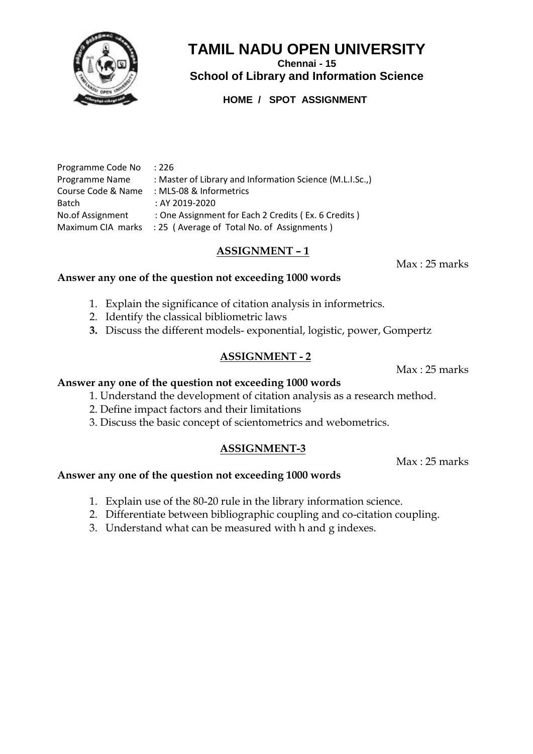# TAMIL NADU OPEN UNIVERSITY

**Chennai - 15**

**School of Library and Information Science**

**HOME / SPOT ASSIGNMENT**

| | |
|---|---|
| Programme Code No | : 226 |
| Programme Name | : Master of Library and Information Science (M.L.I.Sc.,) |
| Course Code & Name | : MLS-08 & Informetrics |
| Batch | : AY 2019-2020 |
| No.of Assignment | : One Assignment for Each 2 Credits ( Ex. 6 Credits ) |
| Maximum CIA marks | : 25 ( Average of Total No. of Assignments ) |

## ASSIGNMENT – 1

Max : 25 marks

**Answer any one of the question not exceeding 1000 words**

1. Explain the significance of citation analysis in informetrics.
2. Identify the classical bibliometric laws
3. Discuss the different models- exponential, logistic, power, Gompertz

## ASSIGNMENT - 2

Max : 25 marks

**Answer any one of the question not exceeding 1000 words**

1. Understand the development of citation analysis as a research method.
2. Define impact factors and their limitations
3. Discuss the basic concept of scientometrics and webometrics.

## ASSIGNMENT-3

Max : 25 marks

**Answer any one of the question not exceeding 1000 words**

1. Explain use of the 80-20 rule in the library information science.
2. Differentiate between bibliographic coupling and co-citation coupling.
3. Understand what can be measured with h and g indexes.